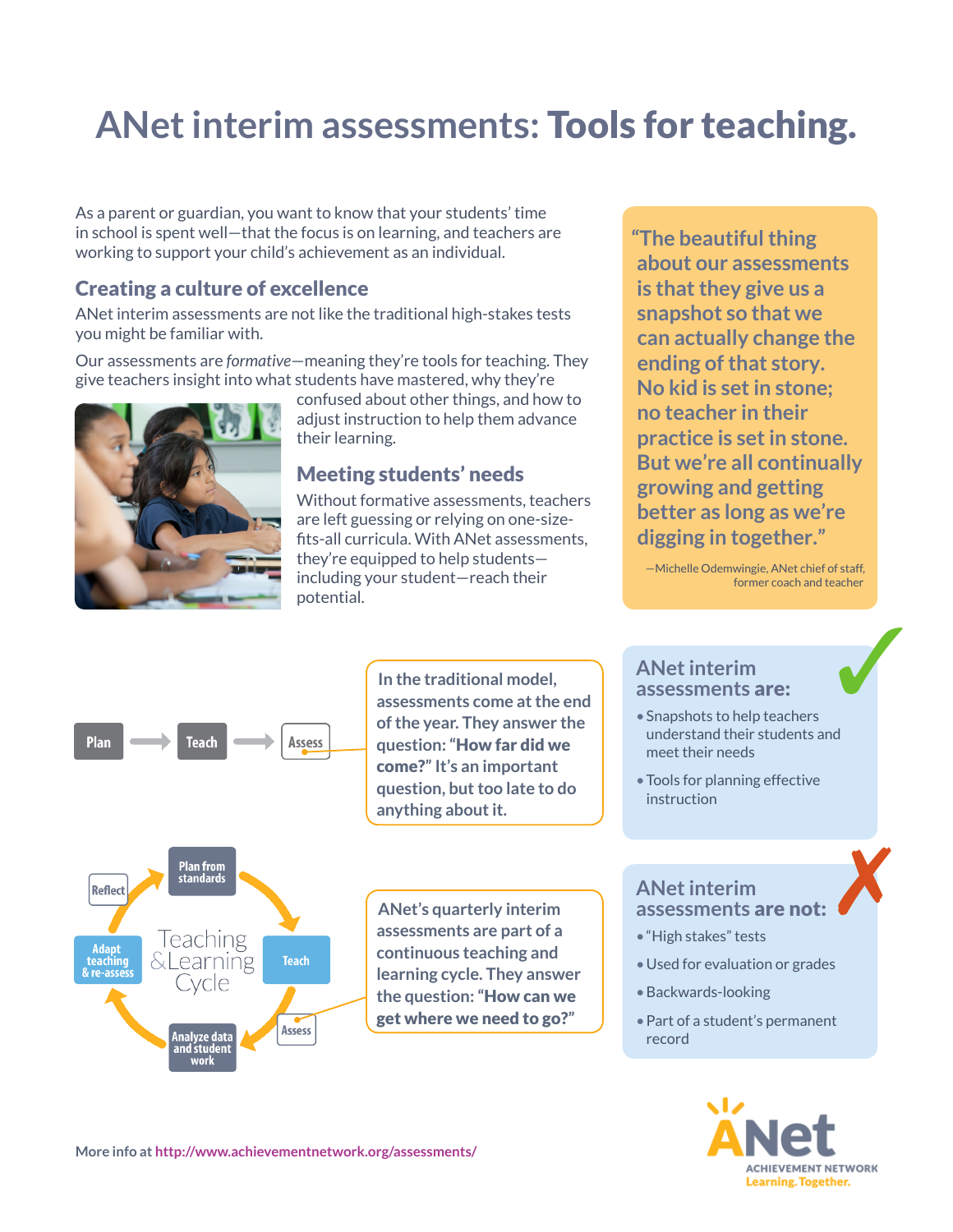# ANet interim assessments: **Tools for teaching.**

As a parent or guardian, you want to know that your students' time in school is spent well—that the focus is on learning, and teachers are working to support your child's achievement as an individual.

## Creating a culture of excellence

ANet interim assessments are not like the traditional high-stakes tests you might be familiar with.

Our assessments are *formative*—meaning they're tools for teaching. They give teachers insight into what students have mastered, why they're confused about other things, and how to adjust instruction to help them advance their learning.

## Meeting students' needs

Without formative assessments, teachers are left guessing or relying on one-size-fits-all curricula. With ANet assessments, they're equipped to help students—including your student—reach their potential.

> "The beautiful thing about our assessments is that they give us a snapshot so that we can actually change the ending of that story. No kid is set in stone; no teacher in their practice is set in stone. But we're all continually growing and getting better as long as we're digging in together."
>
> —Michelle Odemwingie, ANet chief of staff, former coach and teacher

Plan → Teach → Assess

In the traditional model, assessments come at the end of the year. They answer the question: **"How far did we come?"** It's an important question, but too late to do anything about it.

Teaching & Learning Cycle: Plan from standards → Teach → Assess → Analyze data and student work → Adapt teaching & re-assess → Reflect

ANet's quarterly interim assessments are part of a continuous teaching and learning cycle. They answer the question: **"How can we get where we need to go?"**

### ANet interim assessments **are:**

- Snapshots to help teachers understand their students and meet their needs
- Tools for planning effective instruction

### ANet interim assessments **are not:**

- "High stakes" tests
- Used for evaluation or grades
- Backwards-looking
- Part of a student's permanent record

More info at http://www.achievementnetwork.org/assessments/

ANet ACHIEVEMENT NETWORK Learning. Together.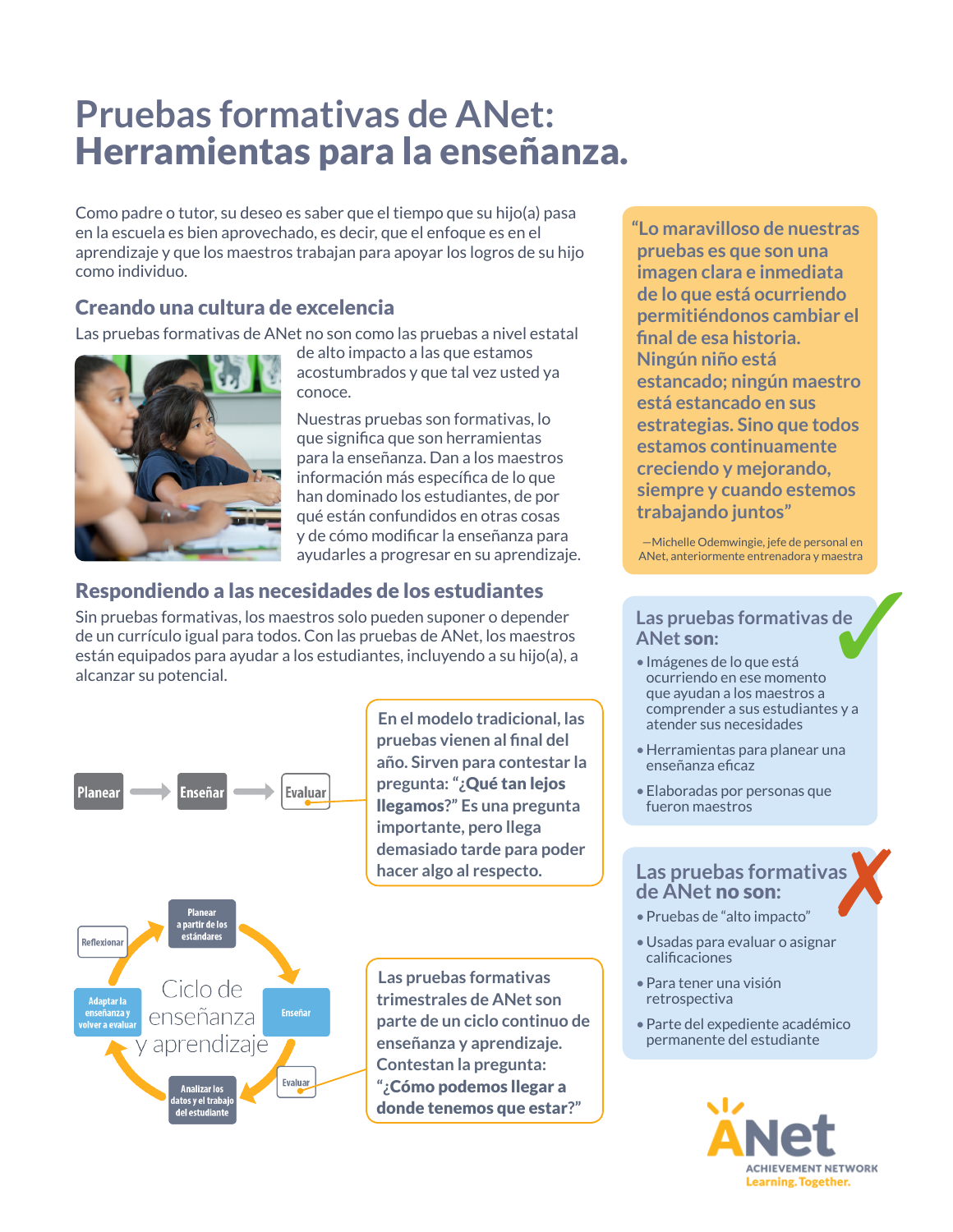# Pruebas formativas de ANet: Herramientas para la enseñanza.

Como padre o tutor, su deseo es saber que el tiempo que su hijo(a) pasa en la escuela es bien aprovechado, es decir, que el enfoque es en el aprendizaje y que los maestros trabajan para apoyar los logros de su hijo como individuo.

## Creando una cultura de excelencia

Las pruebas formativas de ANet no son como las pruebas a nivel estatal de alto impacto a las que estamos acostumbrados y que tal vez usted ya conoce.

Nuestras pruebas son formativas, lo que significa que son herramientas para la enseñanza. Dan a los maestros información más específica de lo que han dominado los estudiantes, de por qué están confundidos en otras cosas y de cómo modificar la enseñanza para ayudarles a progresar en su aprendizaje.

## Respondiendo a las necesidades de los estudiantes

Sin pruebas formativas, los maestros solo pueden suponer o depender de un currículo igual para todos. Con las pruebas de ANet, los maestros están equipados para ayudar a los estudiantes, incluyendo a su hijo(a), a alcanzar su potencial.

Planear → Enseñar → Evaluar

**En el modelo tradicional, las pruebas vienen al final del año. Sirven para contestar la pregunta: "¿Qué tan lejos llegamos?" Es una pregunta importante, pero llega demasiado tarde para poder hacer algo al respecto.**

Ciclo de enseñanza y aprendizaje

Planear a partir de los estándares

Enseñar

Evaluar

Analizar los datos y el trabajo del estudiante

Adaptar la enseñanza y volver a evaluar

Reflexionar

**Las pruebas formativas trimestrales de ANet son parte de un ciclo continuo de enseñanza y aprendizaje. Contestan la pregunta: "¿Cómo podemos llegar a donde tenemos que estar?"**

**"Lo maravilloso de nuestras pruebas es que son una imagen clara e inmediata de lo que está ocurriendo permitiéndonos cambiar el final de esa historia. Ningún niño está estancado; ningún maestro está estancado en sus estrategias. Sino que todos estamos continuamente creciendo y mejorando, siempre y cuando estemos trabajando juntos"**

—Michelle Odemwingie, jefe de personal en ANet, anteriormente entrenadora y maestra

### Las pruebas formativas de ANet son:

- Imágenes de lo que está ocurriendo en ese momento que ayudan a los maestros a comprender a sus estudiantes y a atender sus necesidades
- Herramientas para planear una enseñanza eficaz
- Elaboradas por personas que fueron maestros

### Las pruebas formativas de ANet no son:

- Pruebas de "alto impacto"
- Usadas para evaluar o asignar calificaciones
- Para tener una visión retrospectiva
- Parte del expediente académico permanente del estudiante

ANet
ACHIEVEMENT NETWORK
Learning. Together.